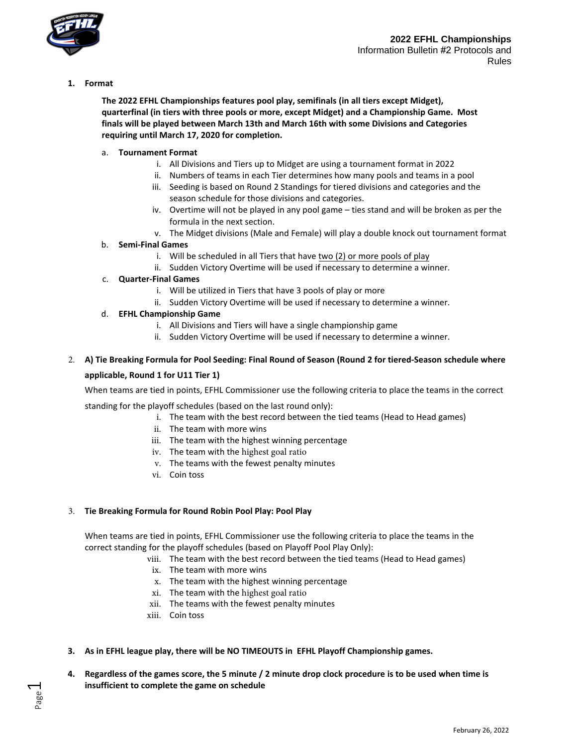**2022 EFHL Championships**
Information Bulletin #2 Protocols and Rules

1. **Format**

   **The 2022 EFHL Championships features pool play, semifinals (in all tiers except Midget), quarterfinal (in tiers with three pools or more, except Midget) and a Championship Game. Most finals will be played between March 13th and March 16th with some Divisions and Categories requiring until March 17, 2020 for completion.**

   a. **Tournament Format**
      i. All Divisions and Tiers up to Midget are using a tournament format in 2022
      ii. Numbers of teams in each Tier determines how many pools and teams in a pool
      iii. Seeding is based on Round 2 Standings for tiered divisions and categories and the season schedule for those divisions and categories.
      iv. Overtime will not be played in any pool game – ties stand and will be broken as per the formula in the next section.
      v. The Midget divisions (Male and Female) will play a double knock out tournament format

   b. **Semi-Final Games**
      i. Will be scheduled in all Tiers that have <u>two (2) or more pools of play</u>
      ii. Sudden Victory Overtime will be used if necessary to determine a winner.

   c. **Quarter-Final Games**
      i. Will be utilized in Tiers that have 3 pools of play or more
      ii. Sudden Victory Overtime will be used if necessary to determine a winner.

   d. **EFHL Championship Game**
      i. All Divisions and Tiers will have a single championship game
      ii. Sudden Victory Overtime will be used if necessary to determine a winner.

2. **A) Tie Breaking Formula for Pool Seeding: Final Round of Season (Round 2 for tiered-Season schedule where applicable, Round 1 for U11 Tier 1)**

   When teams are tied in points, EFHL Commissioner use the following criteria to place the teams in the correct standing for the playoff schedules (based on the last round only):
      i. The team with the best record between the tied teams (Head to Head games)
      ii. The team with more wins
      iii. The team with the highest winning percentage
      iv. The team with the highest goal ratio
      v. The teams with the fewest penalty minutes
      vi. Coin toss

3. **Tie Breaking Formula for Round Robin Pool Play: Pool Play**

   When teams are tied in points, EFHL Commissioner use the following criteria to place the teams in the correct standing for the playoff schedules (based on Playoff Pool Play Only):
      viii. The team with the best record between the tied teams (Head to Head games)
      ix. The team with more wins
      x. The team with the highest winning percentage
      xi. The team with the highest goal ratio
      xii. The teams with the fewest penalty minutes
      xiii. Coin toss

3. **As in EFHL league play, there will be NO TIMEOUTS in EFHL Playoff Championship games.**

4. **Regardless of the games score, the 5 minute / 2 minute drop clock procedure is to be used when time is insufficient to complete the game on schedule**

February 26, 2022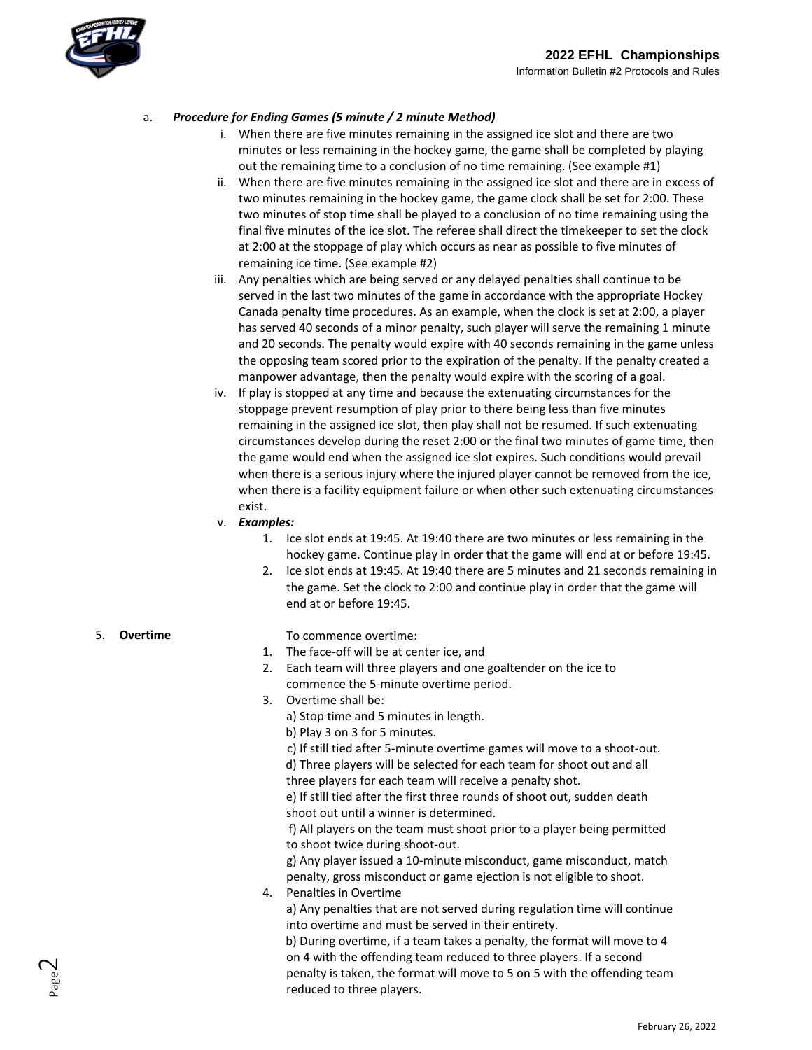a. ***Procedure for Ending Games (5 minute / 2 minute Method)***

i. When there are five minutes remaining in the assigned ice slot and there are two minutes or less remaining in the hockey game, the game shall be completed by playing out the remaining time to a conclusion of no time remaining. (See example #1)

ii. When there are five minutes remaining in the assigned ice slot and there are in excess of two minutes remaining in the hockey game, the game clock shall be set for 2:00. These two minutes of stop time shall be played to a conclusion of no time remaining using the final five minutes of the ice slot. The referee shall direct the timekeeper to set the clock at 2:00 at the stoppage of play which occurs as near as possible to five minutes of remaining ice time. (See example #2)

iii. Any penalties which are being served or any delayed penalties shall continue to be served in the last two minutes of the game in accordance with the appropriate Hockey Canada penalty time procedures. As an example, when the clock is set at 2:00, a player has served 40 seconds of a minor penalty, such player will serve the remaining 1 minute and 20 seconds. The penalty would expire with 40 seconds remaining in the game unless the opposing team scored prior to the expiration of the penalty. If the penalty created a manpower advantage, then the penalty would expire with the scoring of a goal.

iv. If play is stopped at any time and because the extenuating circumstances for the stoppage prevent resumption of play prior to there being less than five minutes remaining in the assigned ice slot, then play shall not be resumed. If such extenuating circumstances develop during the reset 2:00 or the final two minutes of game time, then the game would end when the assigned ice slot expires. Such conditions would prevail when there is a serious injury where the injured player cannot be removed from the ice, when there is a facility equipment failure or when other such extenuating circumstances exist.

v. ***Examples:***

1. Ice slot ends at 19:45. At 19:40 there are two minutes or less remaining in the hockey game. Continue play in order that the game will end at or before 19:45.
2. Ice slot ends at 19:45. At 19:40 there are 5 minutes and 21 seconds remaining in the game. Set the clock to 2:00 and continue play in order that the game will end at or before 19:45.

5. **Overtime**

To commence overtime:

1. The face-off will be at center ice, and
2. Each team will three players and one goaltender on the ice to commence the 5-minute overtime period.
3. Overtime shall be:
   a) Stop time and 5 minutes in length.
   b) Play 3 on 3 for 5 minutes.
   c) If still tied after 5-minute overtime games will move to a shoot-out.
   d) Three players will be selected for each team for shoot out and all three players for each team will receive a penalty shot.
   e) If still tied after the first three rounds of shoot out, sudden death shoot out until a winner is determined.
   f) All players on the team must shoot prior to a player being permitted to shoot twice during shoot-out.
   g) Any player issued a 10-minute misconduct, game misconduct, match penalty, gross misconduct or game ejection is not eligible to shoot.
4. Penalties in Overtime
   a) Any penalties that are not served during regulation time will continue into overtime and must be served in their entirety.
   b) During overtime, if a team takes a penalty, the format will move to 4 on 4 with the offending team reduced to three players. If a second penalty is taken, the format will move to 5 on 5 with the offending team reduced to three players.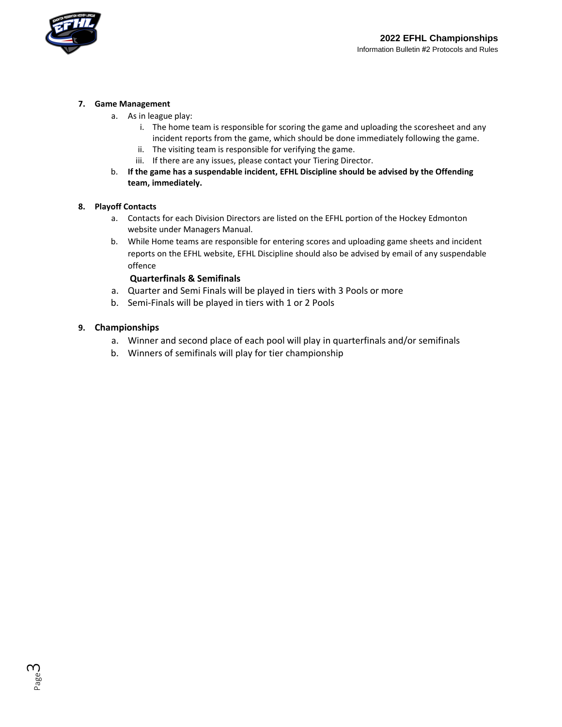7. **Game Management**
    a. As in league play:
        i. The home team is responsible for scoring the game and uploading the scoresheet and any incident reports from the game, which should be done immediately following the game.
        ii. The visiting team is responsible for verifying the game.
        iii. If there are any issues, please contact your Tiering Director.
    b. **If the game has a suspendable incident, EFHL Discipline should be advised by the Offending team, immediately.**

8. **Playoff Contacts**
    a. Contacts for each Division Directors are listed on the EFHL portion of the Hockey Edmonton website under Managers Manual.
    b. While Home teams are responsible for entering scores and uploading game sheets and incident reports on the EFHL website, EFHL Discipline should also be advised by email of any suspendable offence

    **Quarterfinals & Semifinals**

    a. Quarter and Semi Finals will be played in tiers with 3 Pools or more
    b. Semi-Finals will be played in tiers with 1 or 2 Pools

9. **Championships**
    a. Winner and second place of each pool will play in quarterfinals and/or semifinals
    b. Winners of semifinals will play for tier championship